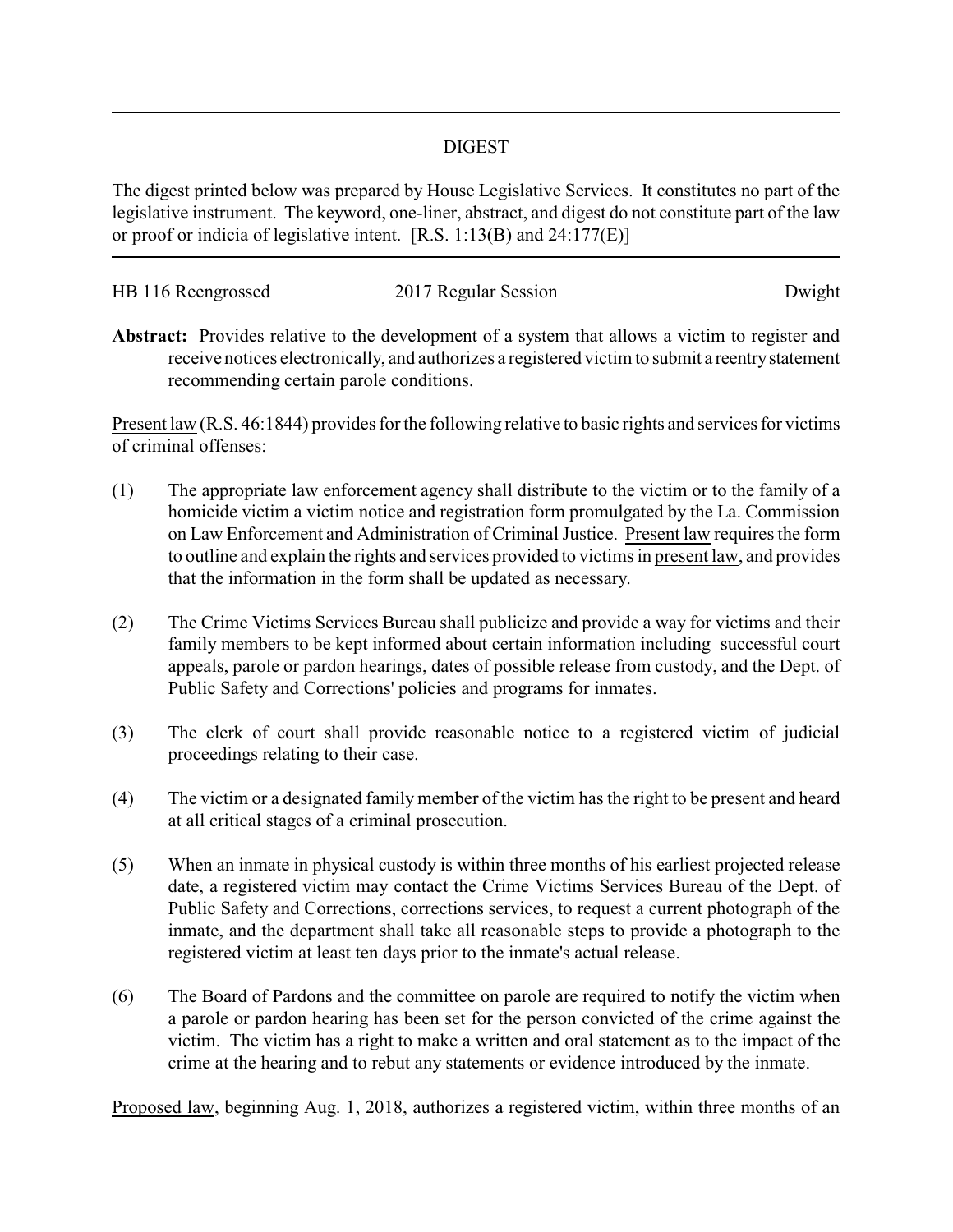# DIGEST

The digest printed below was prepared by House Legislative Services. It constitutes no part of the legislative instrument. The keyword, one-liner, abstract, and digest do not constitute part of the law or proof or indicia of legislative intent. [R.S. 1:13(B) and 24:177(E)]

---

HB 116 Reengrossed | 2017 Regular Session | Dwight

**Abstract:** Provides relative to the development of a system that allows a victim to register and receive notices electronically, and authorizes a registered victim to submit a reentry statement recommending certain parole conditions.

<u>Present law</u> (R.S. 46:1844) provides for the following relative to basic rights and services for victims of criminal offenses:

(1) The appropriate law enforcement agency shall distribute to the victim or to the family of a homicide victim a victim notice and registration form promulgated by the La. Commission on Law Enforcement and Administration of Criminal Justice. <u>Present law</u> requires the form to outline and explain the rights and services provided to victims in <u>present law</u>, and provides that the information in the form shall be updated as necessary.

(2) The Crime Victims Services Bureau shall publicize and provide a way for victims and their family members to be kept informed about certain information including successful court appeals, parole or pardon hearings, dates of possible release from custody, and the Dept. of Public Safety and Corrections' policies and programs for inmates.

(3) The clerk of court shall provide reasonable notice to a registered victim of judicial proceedings relating to their case.

(4) The victim or a designated family member of the victim has the right to be present and heard at all critical stages of a criminal prosecution.

(5) When an inmate in physical custody is within three months of his earliest projected release date, a registered victim may contact the Crime Victims Services Bureau of the Dept. of Public Safety and Corrections, corrections services, to request a current photograph of the inmate, and the department shall take all reasonable steps to provide a photograph to the registered victim at least ten days prior to the inmate's actual release.

(6) The Board of Pardons and the committee on parole are required to notify the victim when a parole or pardon hearing has been set for the person convicted of the crime against the victim. The victim has a right to make a written and oral statement as to the impact of the crime at the hearing and to rebut any statements or evidence introduced by the inmate.

<u>Proposed law</u>, beginning Aug. 1, 2018, authorizes a registered victim, within three months of an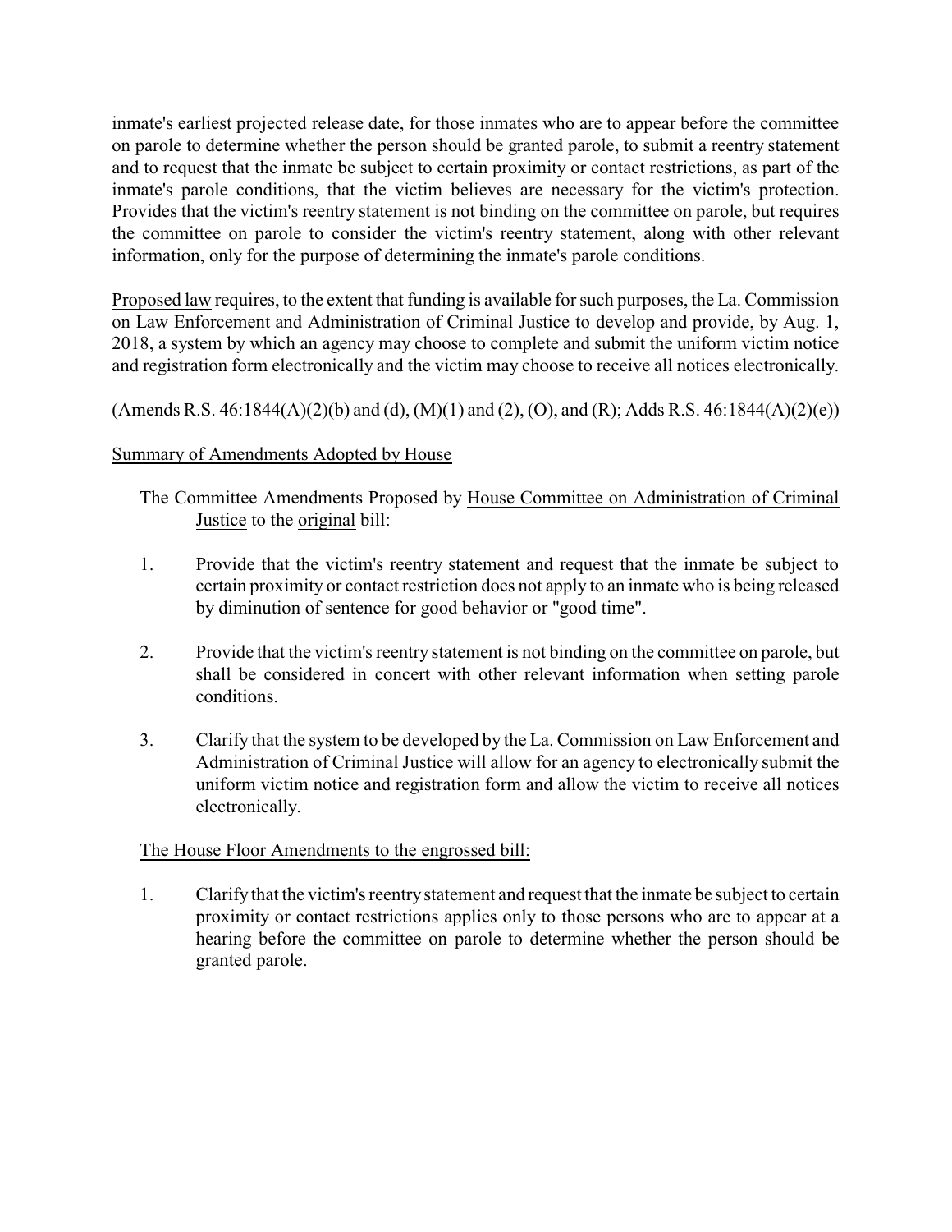inmate's earliest projected release date, for those inmates who are to appear before the committee on parole to determine whether the person should be granted parole, to submit a reentry statement and to request that the inmate be subject to certain proximity or contact restrictions, as part of the inmate's parole conditions, that the victim believes are necessary for the victim's protection. Provides that the victim's reentry statement is not binding on the committee on parole, but requires the committee on parole to consider the victim's reentry statement, along with other relevant information, only for the purpose of determining the inmate's parole conditions.

Proposed law requires, to the extent that funding is available for such purposes, the La. Commission on Law Enforcement and Administration of Criminal Justice to develop and provide, by Aug. 1, 2018, a system by which an agency may choose to complete and submit the uniform victim notice and registration form electronically and the victim may choose to receive all notices electronically.

(Amends R.S. 46:1844(A)(2)(b) and (d), (M)(1) and (2), (O), and (R); Adds R.S. 46:1844(A)(2)(e))

Summary of Amendments Adopted by House

The Committee Amendments Proposed by House Committee on Administration of Criminal Justice to the original bill:

1. Provide that the victim's reentry statement and request that the inmate be subject to certain proximity or contact restriction does not apply to an inmate who is being released by diminution of sentence for good behavior or "good time".

2. Provide that the victim's reentry statement is not binding on the committee on parole, but shall be considered in concert with other relevant information when setting parole conditions.

3. Clarify that the system to be developed by the La. Commission on Law Enforcement and Administration of Criminal Justice will allow for an agency to electronically submit the uniform victim notice and registration form and allow the victim to receive all notices electronically.

The House Floor Amendments to the engrossed bill:

1. Clarify that the victim's reentry statement and request that the inmate be subject to certain proximity or contact restrictions applies only to those persons who are to appear at a hearing before the committee on parole to determine whether the person should be granted parole.